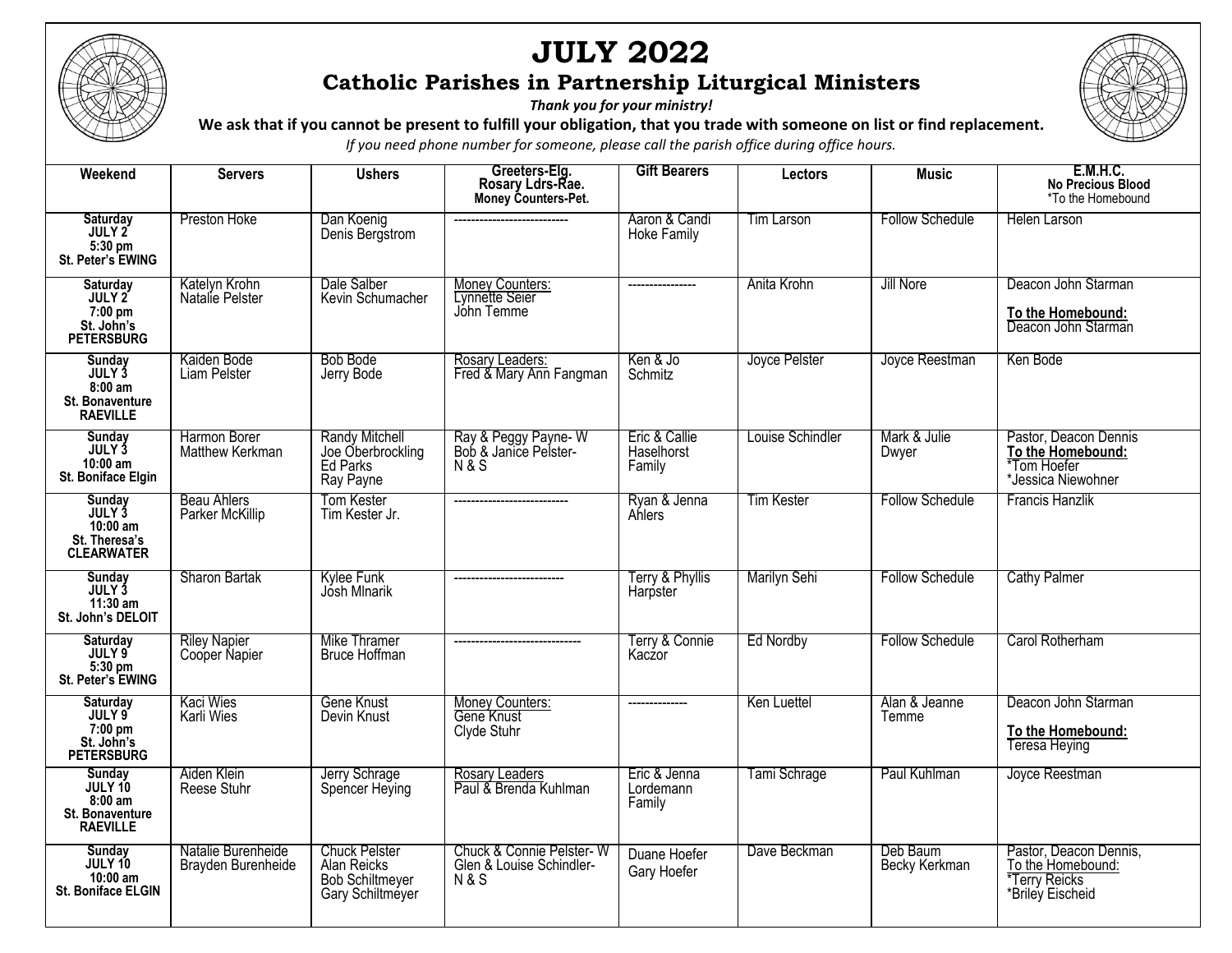# JULY 2022

## Catholic Parishes in Partnership Liturgical Ministers

***Thank you for your ministry!***

**We ask that if you cannot be present to fulfill your obligation, that you trade with someone on list or find replacement.**

*If you need phone number for someone, please call the parish office during office hours.*

| Weekend | Servers | Ushers | Greeters-Elg. Rosary Ldrs-Rae. Money Counters-Pet. | Gift Bearers | Lectors | Music | E.M.H.C. No Precious Blood *To the Homebound |
|---|---|---|---|---|---|---|---|
| **Saturday JULY 2 5:30 pm St. Peter's EWING** | Preston Hoke | Dan Koenig<br>Denis Bergstrom | --------------------------- | Aaron & Candi Hoke Family | Tim Larson | Follow Schedule | Helen Larson |
| **Saturday JULY 2 7:00 pm St. John's PETERSBURG** | Katelyn Krohn<br>Natalie Pelster | Dale Salber<br>Kevin Schumacher | Money Counters:<br>Lynnette Seier<br>John Temme | ---------------- | Anita Krohn | Jill Nore | Deacon John Starman<br>**To the Homebound:**<br>Deacon John Starman |
| **Sunday JULY 3 8:00 am St. Bonaventure RAEVILLE** | Kaiden Bode<br>Liam Pelster | Bob Bode<br>Jerry Bode | Rosary Leaders:<br>Fred & Mary Ann Fangman | Ken & Jo Schmitz | Joyce Pelster | Joyce Reestman | Ken Bode |
| **Sunday JULY 3 10:00 am St. Boniface Elgin** | Harmon Borer<br>Matthew Kerkman | Randy Mitchell<br>Joe Oberbrockling<br>Ed Parks<br>Ray Payne | Ray & Peggy Payne- W<br>Bob & Janice Pelster- N & S | Eric & Callie Haselhorst Family | Louise Schindler | Mark & Julie Dwyer | Pastor, Deacon Dennis<br>**To the Homebound:**<br>*Tom Hoefer<br>*Jessica Niewohner |
| **Sunday JULY 3 10:00 am St. Theresa's CLEARWATER** | Beau Ahlers<br>Parker McKillip | Tom Kester<br>Tim Kester Jr. | --------------------------- | Ryan & Jenna Ahlers | Tim Kester | Follow Schedule | Francis Hanzlik |
| **Sunday JULY 3 11:30 am St. John's DELOIT** | Sharon Bartak | Kylee Funk<br>Josh Mlnarik | -------------------------- | Terry & Phyllis Harpster | Marilyn Sehi | Follow Schedule | Cathy Palmer |
| **Saturday JULY 9 5:30 pm St. Peter's EWING** | Riley Napier<br>Cooper Napier | Mike Thramer<br>Bruce Hoffman | ------------------------------ | Terry & Connie Kaczor | Ed Nordby | Follow Schedule | Carol Rotherham |
| **Saturday JULY 9 7:00 pm St. John's PETERSBURG** | Kaci Wies<br>Karli Wies | Gene Knust<br>Devin Knust | Money Counters:<br>Gene Knust<br>Clyde Stuhr | -------------- | Ken Luettel | Alan & Jeanne Temme | Deacon John Starman<br>**To the Homebound:**<br>Teresa Heying |
| **Sunday JULY 10 8:00 am St. Bonaventure RAEVILLE** | Aiden Klein<br>Reese Stuhr | Jerry Schrage<br>Spencer Heying | Rosary Leaders<br>Paul & Brenda Kuhlman | Eric & Jenna Lordemann Family | Tami Schrage | Paul Kuhlman | Joyce Reestman |
| **Sunday JULY 10 10:00 am St. Boniface ELGIN** | Natalie Burenheide<br>Brayden Burenheide | Chuck Pelster<br>Alan Reicks<br>Bob Schiltmeyer<br>Gary Schiltmeyer | Chuck & Connie Pelster- W<br>Glen & Louise Schindler- N & S | Duane Hoefer<br>Gary Hoefer | Dave Beckman | Deb Baum<br>Becky Kerkman | Pastor, Deacon Dennis,<br>To the Homebound:<br>*Terry Reicks<br>*Briley Eischeid |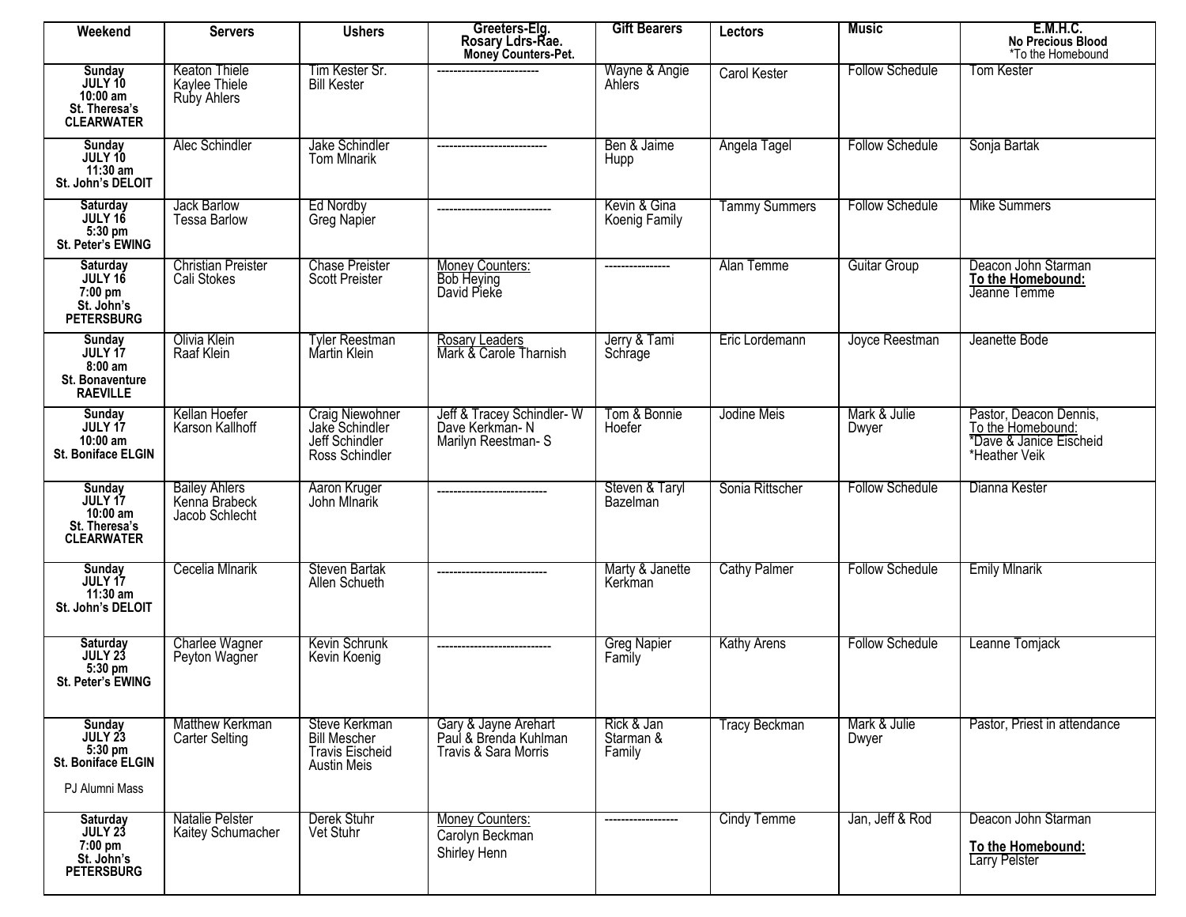| Weekend | Servers | Ushers | Greeters-Elg.<br>Rosary Ldrs-Rae.<br>Money Counters-Pet. | Gift Bearers | Lectors | Music | E.M.H.C.<br>No Precious Blood<br>*To the Homebound |
|---|---|---|---|---|---|---|---|
| **Sunday<br>JULY 10<br>10:00 am<br>St. Theresa's<br>CLEARWATER** | Keaton Thiele<br>Kaylee Thiele<br>Ruby Ahlers | Tim Kester Sr.<br>Bill Kester | ------------------------- | Wayne & Angie Ahlers | Carol Kester | Follow Schedule | Tom Kester |
| **Sunday<br>JULY 10<br>11:30 am<br>St. John's DELOIT** | Alec Schindler | Jake Schindler<br>Tom Mlnarik | --------------------------- | Ben & Jaime Hupp | Angela Tagel | Follow Schedule | Sonja Bartak |
| **Saturday<br>JULY 16<br>5:30 pm<br>St. Peter's EWING** | Jack Barlow<br>Tessa Barlow | Ed Nordby<br>Greg Napier | ---------------------------- | Kevin & Gina Koenig Family | Tammy Summers | Follow Schedule | Mike Summers |
| **Saturday<br>JULY 16<br>7:00 pm<br>St. John's<br>PETERSBURG** | Christian Preister<br>Cali Stokes | Chase Preister<br>Scott Preister | Money Counters:<br>Bob Heying<br>David Pieke | ---------------- | Alan Temme | Guitar Group | Deacon John Starman<br>**To the Homebound:**<br>Jeanne Temme |
| **Sunday<br>JULY 17<br>8:00 am<br>St. Bonaventure<br>RAEVILLE** | Olivia Klein<br>Raaf Klein | Tyler Reestman<br>Martin Klein | Rosary Leaders<br>Mark & Carole Tharnish | Jerry & Tami Schrage | Eric Lordemann | Joyce Reestman | Jeanette Bode |
| **Sunday<br>JULY 17<br>10:00 am<br>St. Boniface ELGIN** | Kellan Hoefer<br>Karson Kallhoff | Craig Niewohner<br>Jake Schindler<br>Jeff Schindler<br>Ross Schindler | Jeff & Tracey Schindler- W<br>Dave Kerkman- N<br>Marilyn Reestman- S | Tom & Bonnie Hoefer | Jodine Meis | Mark & Julie Dwyer | Pastor, Deacon Dennis,<br>To the Homebound:<br>*Dave & Janice Eischeid<br>*Heather Veik |
| **Sunday<br>JULY 17<br>10:00 am<br>St. Theresa's<br>CLEARWATER** | Bailey Ahlers<br>Kenna Brabeck<br>Jacob Schlecht | Aaron Kruger<br>John Mlnarik | --------------------------- | Steven & Taryl Bazelman | Sonia Rittscher | Follow Schedule | Dianna Kester |
| **Sunday<br>JULY 17<br>11:30 am<br>St. John's DELOIT** | Cecelia Mlnarik | Steven Bartak<br>Allen Schueth | --------------------------- | Marty & Janette Kerkman | Cathy Palmer | Follow Schedule | Emily Mlnarik |
| **Saturday<br>JULY 23<br>5:30 pm<br>St. Peter's EWING** | Charlee Wagner<br>Peyton Wagner | Kevin Schrunk<br>Kevin Koenig | ---------------------------- | Greg Napier Family | Kathy Arens | Follow Schedule | Leanne Tomjack |
| **Sunday<br>JULY 23<br>5:30 pm<br>St. Boniface ELGIN**<br><br>PJ Alumni Mass | Matthew Kerkman<br>Carter Selting | Steve Kerkman<br>Bill Mescher<br>Travis Eischeid<br>Austin Meis | Gary & Jayne Arehart<br>Paul & Brenda Kuhlman<br>Travis & Sara Morris | Rick & Jan Starman & Family | Tracy Beckman | Mark & Julie Dwyer | Pastor, Priest in attendance |
| **Saturday<br>JULY 23<br>7:00 pm<br>St. John's<br>PETERSBURG** | Natalie Pelster<br>Kaitey Schumacher | Derek Stuhr<br>Vet Stuhr | Money Counters:<br>Carolyn Beckman<br>Shirley Henn | ----------------- | Cindy Temme | Jan, Jeff & Rod | Deacon John Starman<br><br>**To the Homebound:**<br>Larry Pelster |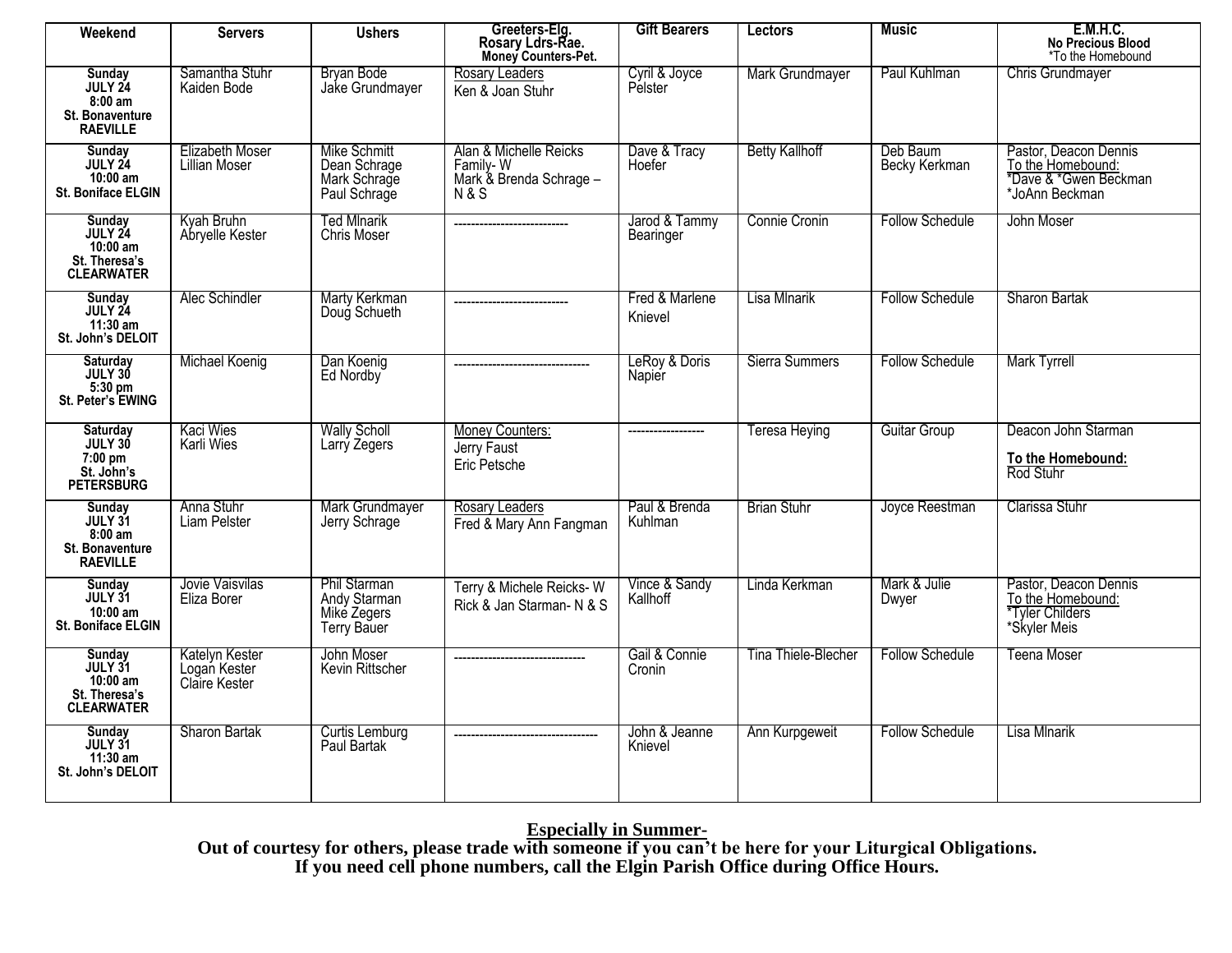| Weekend | Servers | Ushers | Greeters-Elg.<br>Rosary Ldrs-Rae.<br>Money Counters-Pet. | Gift Bearers | Lectors | Music | E.M.H.C.<br>No Precious Blood<br>*To the Homebound |
|---|---|---|---|---|---|---|---|
| **Sunday JULY 24 8:00 am St. Bonaventure RAEVILLE** | Samantha Stuhr<br>Kaiden Bode | Bryan Bode<br>Jake Grundmayer | Rosary Leaders<br>Ken & Joan Stuhr | Cyril & Joyce Pelster | Mark Grundmayer | Paul Kuhlman | Chris Grundmayer |
| **Sunday JULY 24 10:00 am St. Boniface ELGIN** | Elizabeth Moser<br>Lillian Moser | Mike Schmitt<br>Dean Schrage<br>Mark Schrage<br>Paul Schrage | Alan & Michelle Reicks Family- W<br>Mark & Brenda Schrage – N & S | Dave & Tracy Hoefer | Betty Kallhoff | Deb Baum<br>Becky Kerkman | Pastor, Deacon Dennis<br>To the Homebound:<br>*Dave & *Gwen Beckman<br>*JoAnn Beckman |
| **Sunday JULY 24 10:00 am St. Theresa's CLEARWATER** | Kyah Bruhn<br>Abryelle Kester | Ted Mlnarik<br>Chris Moser | --------------------------- | Jarod & Tammy Bearinger | Connie Cronin | Follow Schedule | John Moser |
| **Sunday JULY 24 11:30 am St. John's DELOIT** | Alec Schindler | Marty Kerkman<br>Doug Schueth | --------------------------- | Fred & Marlene Knievel | Lisa Mlnarik | Follow Schedule | Sharon Bartak |
| **Saturday JULY 30 5:30 pm St. Peter's EWING** | Michael Koenig | Dan Koenig<br>Ed Nordby | -------------------------------- | LeRoy & Doris Napier | Sierra Summers | Follow Schedule | Mark Tyrrell |
| **Saturday JULY 30 7:00 pm St. John's PETERSBURG** | Kaci Wies<br>Karli Wies | Wally Scholl<br>Larry Zegers | Money Counters:<br>Jerry Faust<br>Eric Petsche | ------------------ | Teresa Heying | Guitar Group | Deacon John Starman<br>**To the Homebound:**<br>Rod Stuhr |
| **Sunday JULY 31 8:00 am St. Bonaventure RAEVILLE** | Anna Stuhr<br>Liam Pelster | Mark Grundmayer<br>Jerry Schrage | Rosary Leaders<br>Fred & Mary Ann Fangman | Paul & Brenda Kuhlman | Brian Stuhr | Joyce Reestman | Clarissa Stuhr |
| **Sunday JULY 31 10:00 am St. Boniface ELGIN** | Jovie Vaisvilas<br>Eliza Borer | Phil Starman<br>Andy Starman<br>Mike Zegers<br>Terry Bauer | Terry & Michele Reicks- W<br>Rick & Jan Starman- N & S | Vince & Sandy Kallhoff | Linda Kerkman | Mark & Julie Dwyer | Pastor, Deacon Dennis<br>To the Homebound:<br>*Tyler Childers<br>*Skyler Meis |
| **Sunday JULY 31 10:00 am St. Theresa's CLEARWATER** | Katelyn Kester<br>Logan Kester<br>Claire Kester | John Moser<br>Kevin Rittscher | ------------------------------- | Gail & Connie Cronin | Tina Thiele-Blecher | Follow Schedule | Teena Moser |
| **Sunday JULY 31 11:30 am St. John's DELOIT** | Sharon Bartak | Curtis Lemburg<br>Paul Bartak | ---------------------------------- | John & Jeanne Knievel | Ann Kurpgeweit | Follow Schedule | Lisa Mlnarik |

**Especially in Summer-**

**Out of courtesy for others, please trade with someone if you can't be here for your Liturgical Obligations.**
**If you need cell phone numbers, call the Elgin Parish Office during Office Hours.**